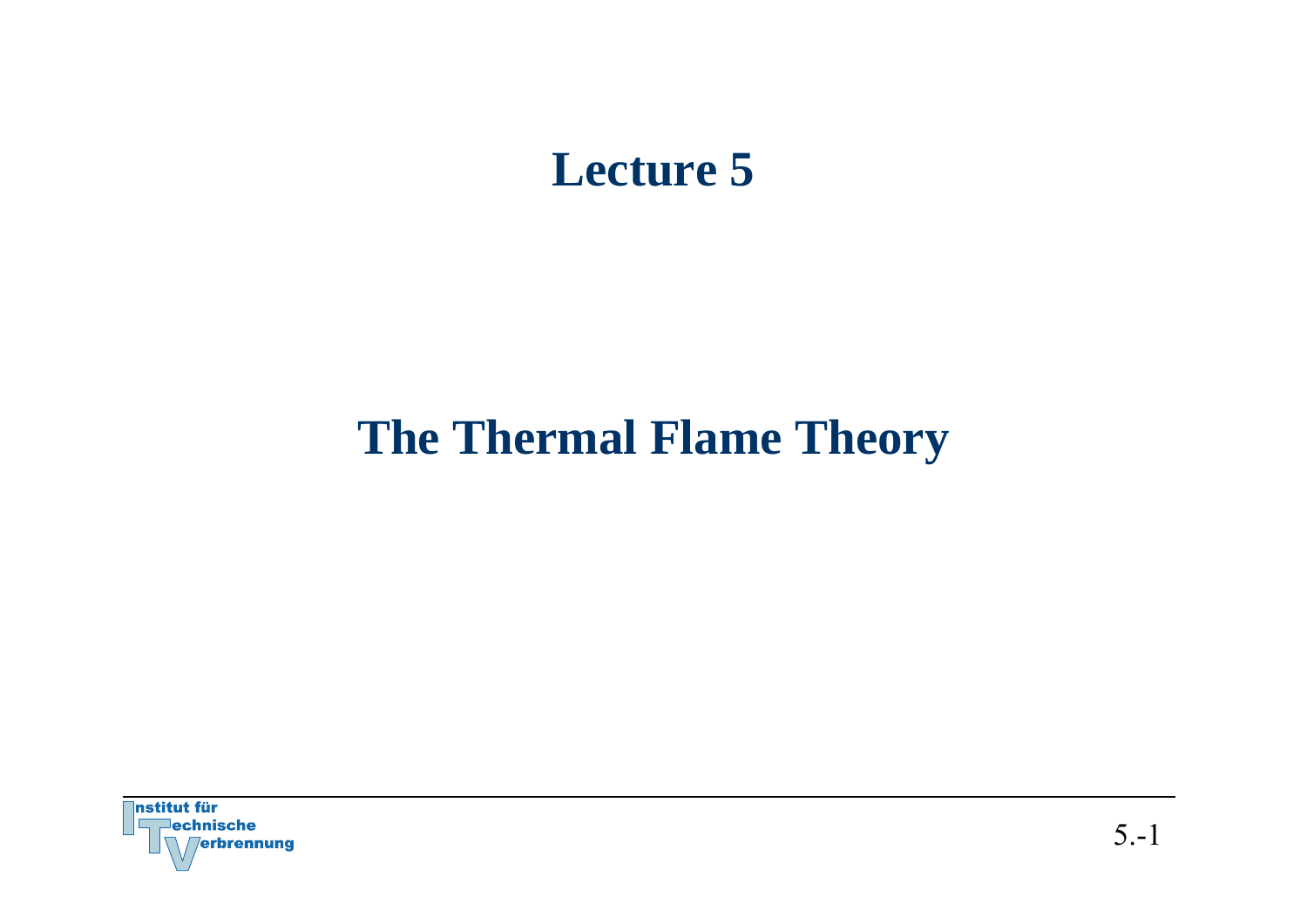# Lecture 5

# The Thermal Flame Theory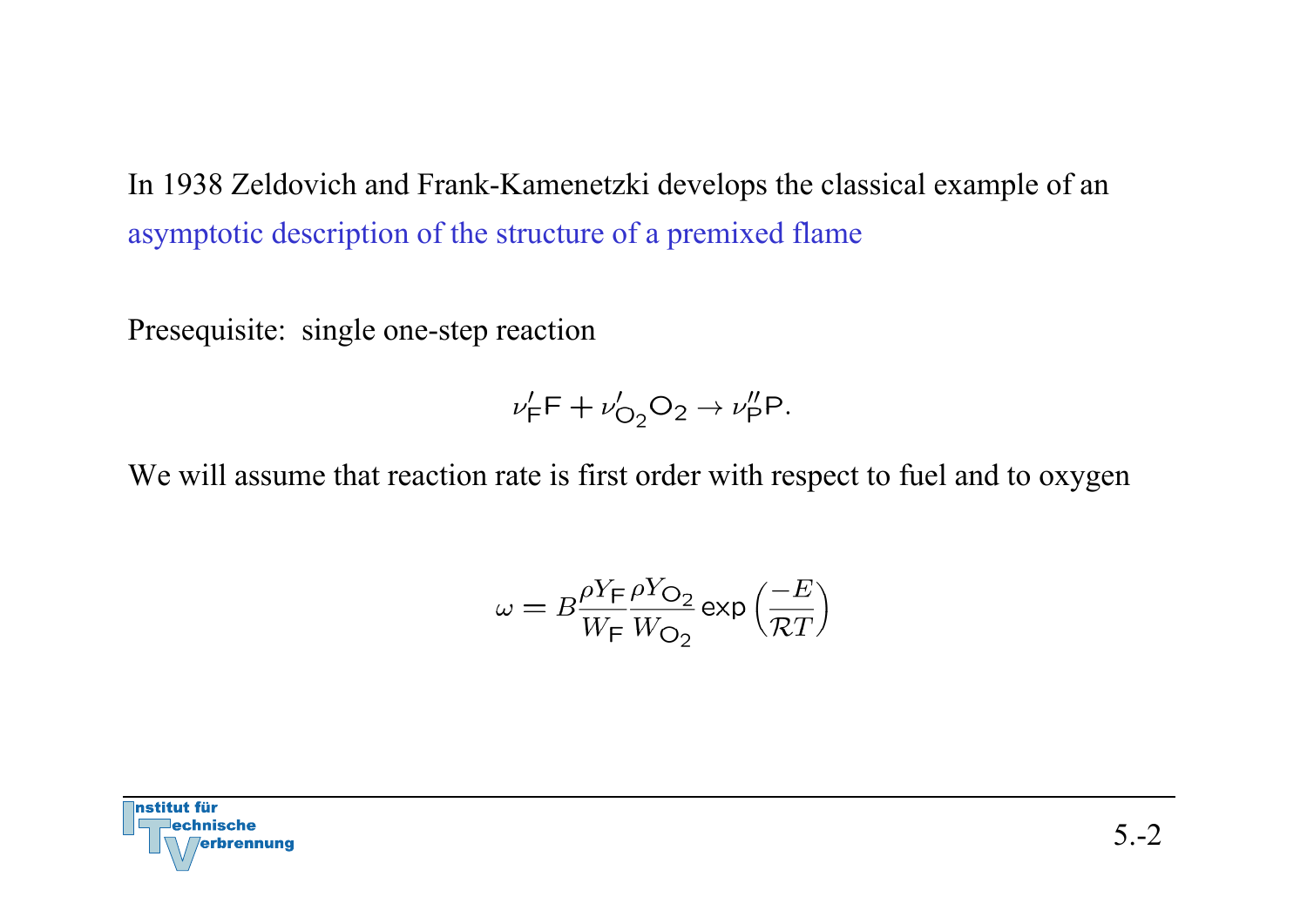In 1938 Zeldovich and Frank-Kamenetzki develops the classical example of an asymptotic description of the structure of a premixed flame

Presequisite: single one-step reaction

$$\nu'_{\mathsf{F}}\mathsf{F} + \nu'_{\mathsf{O}_2}\mathsf{O}_2 \rightarrow \nu''_{\mathsf{P}}\mathsf{P}.$$

We will assume that reaction rate is first order with respect to fuel and to oxygen

$$\omega = B\frac{\rho Y_{\mathsf{F}}}{W_{\mathsf{F}}}\frac{\rho Y_{\mathsf{O}_2}}{W_{\mathsf{O}_2}}\exp\left(\frac{-E}{\mathcal{R}T}\right)$$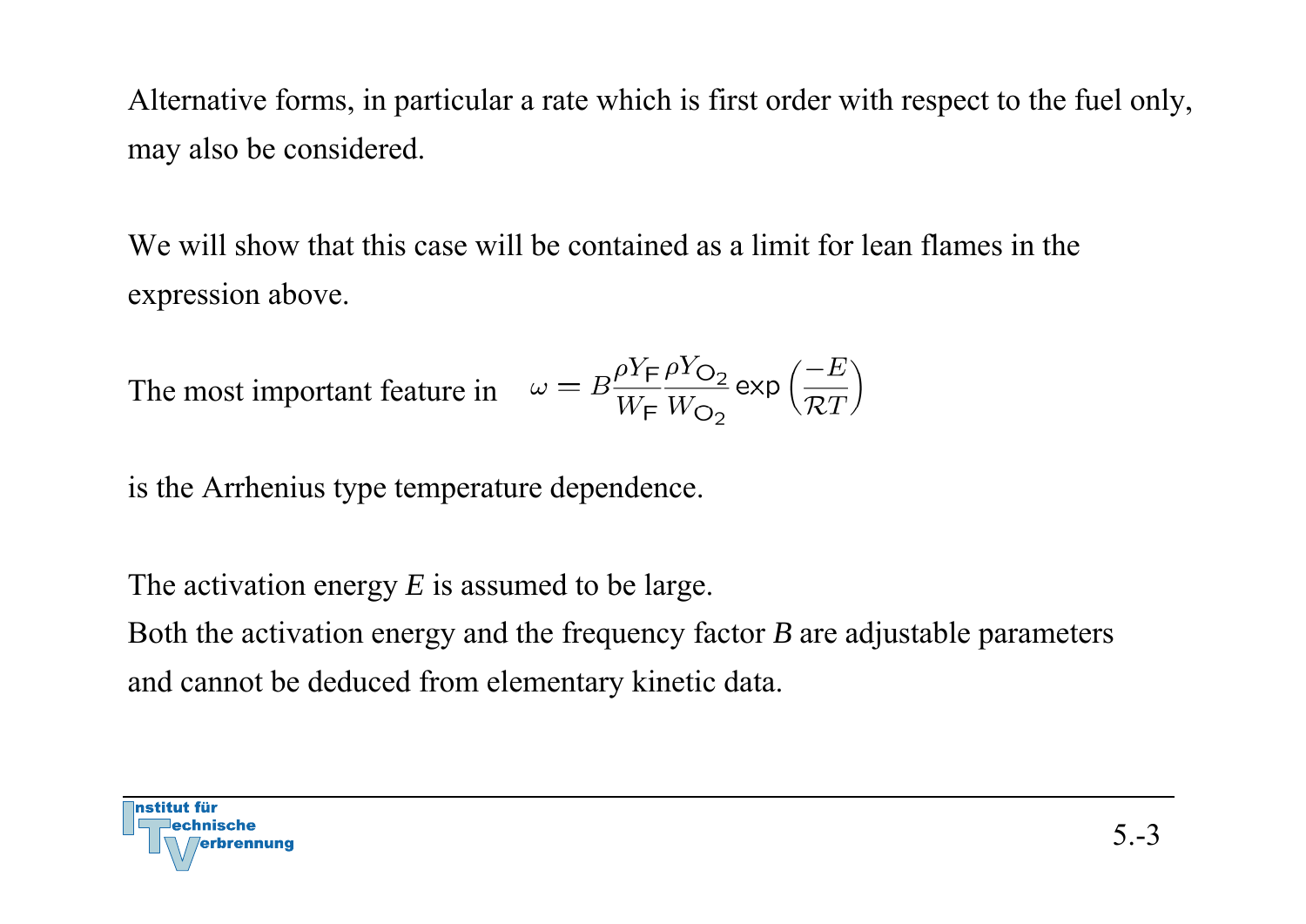Alternative forms, in particular a rate which is first order with respect to the fuel only, may also be considered.

We will show that this case will be contained as a limit for lean flames in the expression above.

The most important feature in $\omega = B \frac{\rho Y_{\mathsf{F}}}{W_{\mathsf{F}}} \frac{\rho Y_{\mathsf{O}_2}}{W_{\mathsf{O}_2}} \exp\left(\frac{-E}{\mathcal{R}T}\right)$

is the Arrhenius type temperature dependence.

The activation energy $E$ is assumed to be large.
Both the activation energy and the frequency factor $B$ are adjustable parameters and cannot be deduced from elementary kinetic data.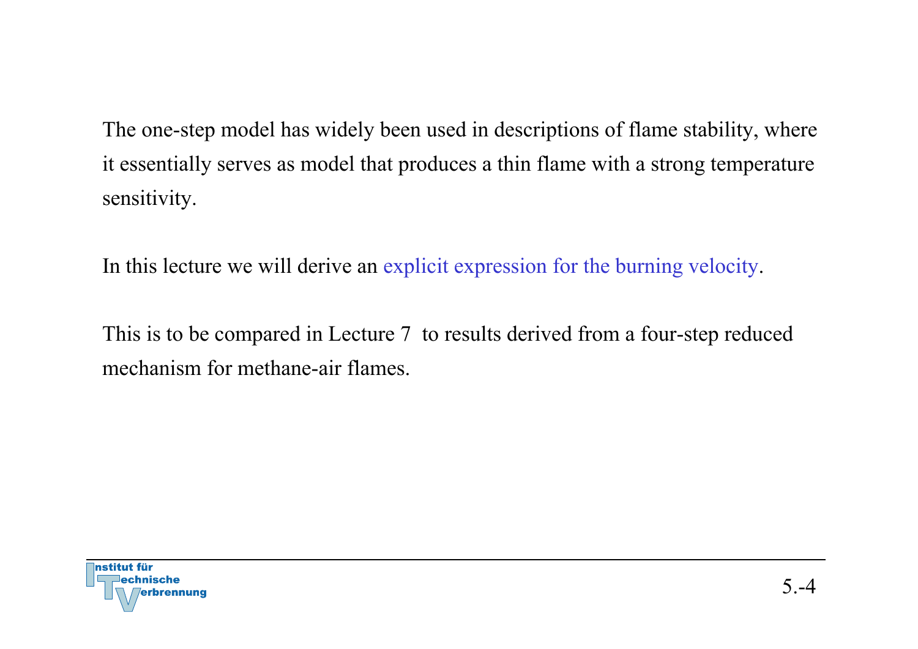The one-step model has widely been used in descriptions of flame stability, where it essentially serves as model that produces a thin flame with a strong temperature sensitivity.

In this lecture we will derive an explicit expression for the burning velocity.

This is to be compared in Lecture 7 to results derived from a four-step reduced mechanism for methane-air flames.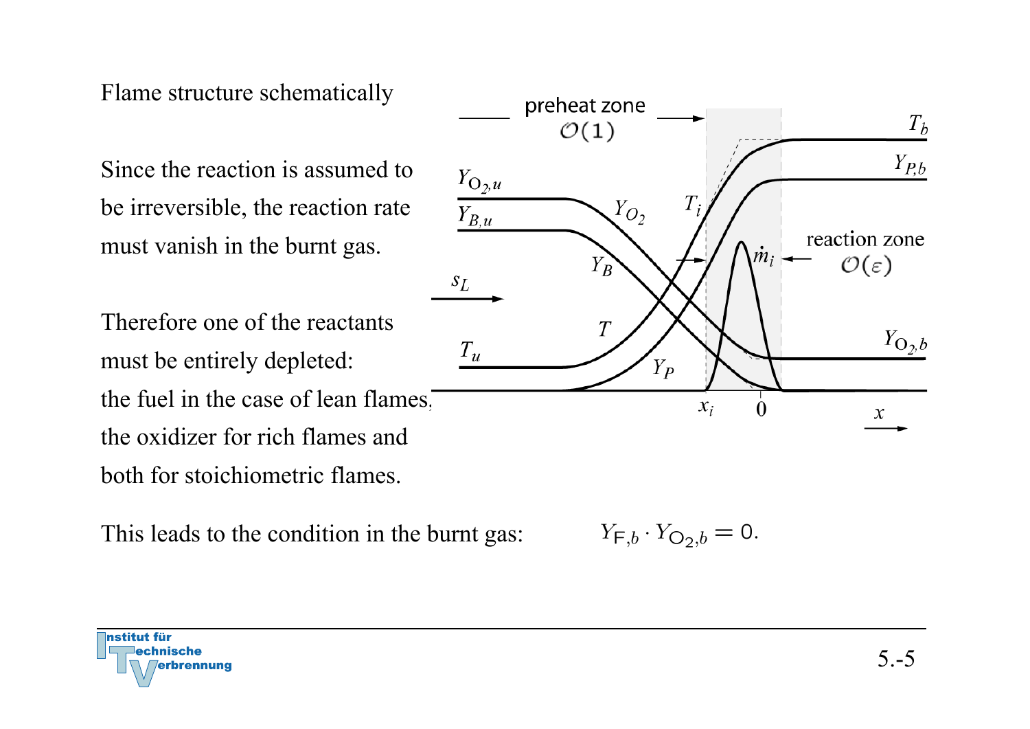Flame structure schematically

Since the reaction is assumed to be irreversible, the reaction rate must vanish in the burnt gas.

Therefore one of the reactants must be entirely depleted: the fuel in the case of lean flames, the oxidizer for rich flames and both for stoichiometric flames.

This leads to the condition in the burnt gas: $$Y_{F,b} \cdot Y_{O_2,b} = 0.$$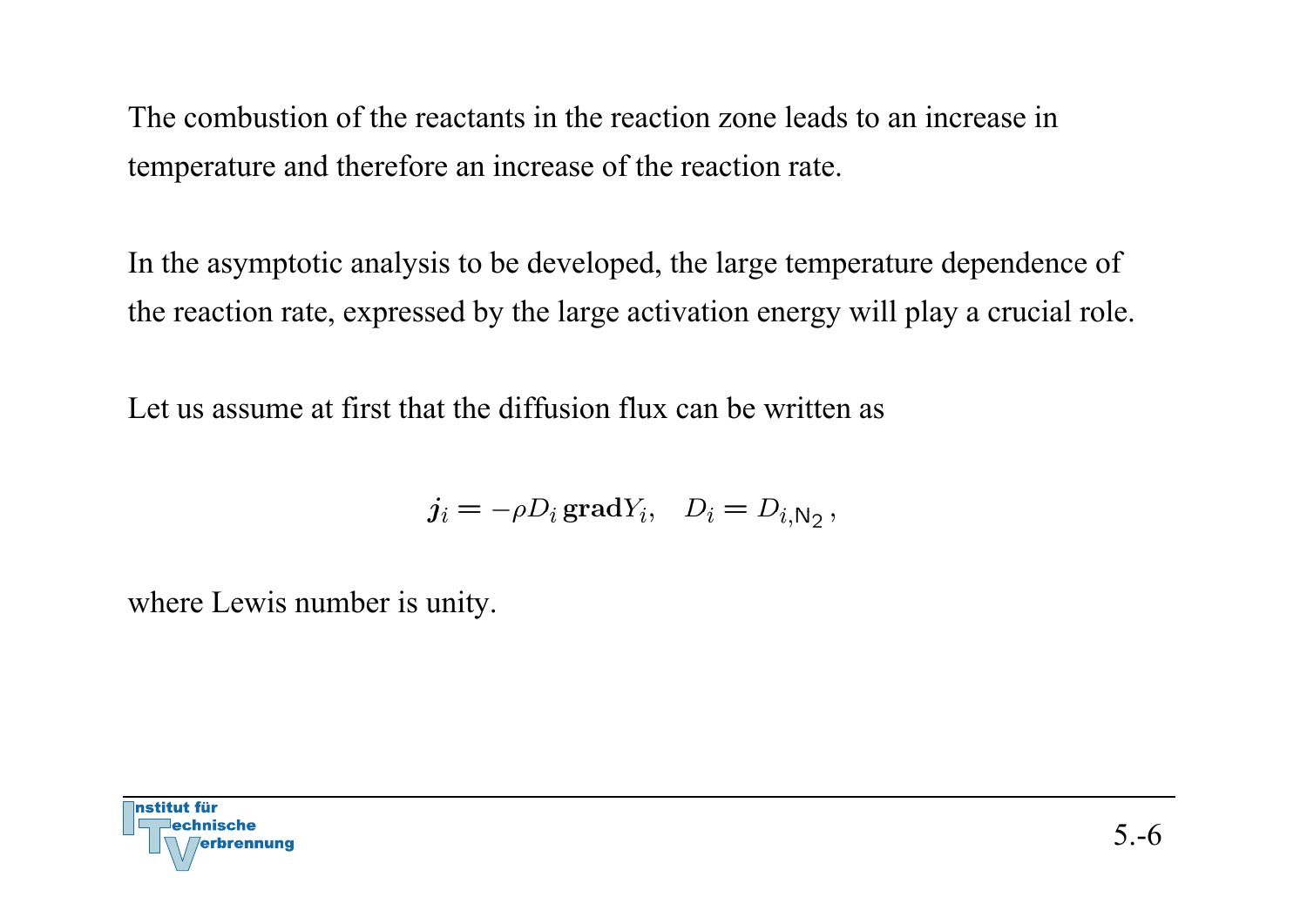The combustion of the reactants in the reaction zone leads to an increase in temperature and therefore an increase of the reaction rate.

In the asymptotic analysis to be developed, the large temperature dependence of the reaction rate, expressed by the large activation energy will play a crucial role.

Let us assume at first that the diffusion flux can be written as

$$\boldsymbol{j}_i = -\rho D_i \,\mathbf{grad} Y_i, \quad D_i = D_{i,\mathsf{N_2}}\,,$$

where Lewis number is unity.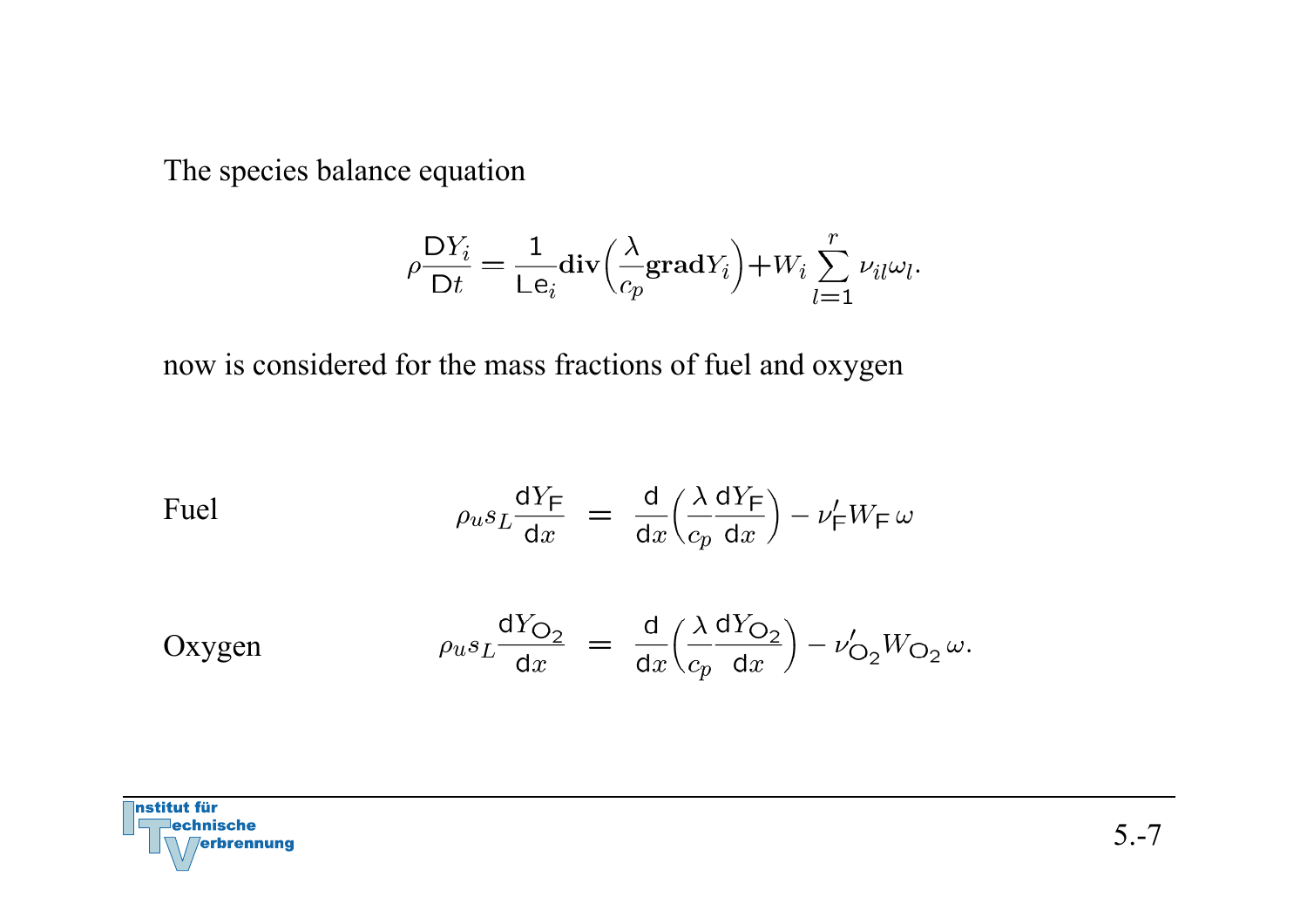The species balance equation

$$\rho \frac{\mathsf{D} Y_i}{\mathsf{D} t} = \frac{1}{\mathsf{Le}_i} \mathbf{div}\left(\frac{\lambda}{c_p} \mathbf{grad} Y_i\right) + W_i \sum_{l=1}^{r} \nu_{il} \omega_l .$$

now is considered for the mass fractions of fuel and oxygen

Fuel

$$\rho_u s_L \frac{\mathsf{d} Y_{\mathsf{F}}}{\mathsf{d} x} = \frac{\mathsf{d}}{\mathsf{d} x}\left(\frac{\lambda}{c_p} \frac{\mathsf{d} Y_{\mathsf{F}}}{\mathsf{d} x}\right) - \nu_{\mathsf{F}}' W_{\mathsf{F}} \, \omega$$

Oxygen

$$\rho_u s_L \frac{\mathsf{d} Y_{\mathsf{O}_2}}{\mathsf{d} x} = \frac{\mathsf{d}}{\mathsf{d} x}\left(\frac{\lambda}{c_p} \frac{\mathsf{d} Y_{\mathsf{O}_2}}{\mathsf{d} x}\right) - \nu_{\mathsf{O}_2}' W_{\mathsf{O}_2} \, \omega .$$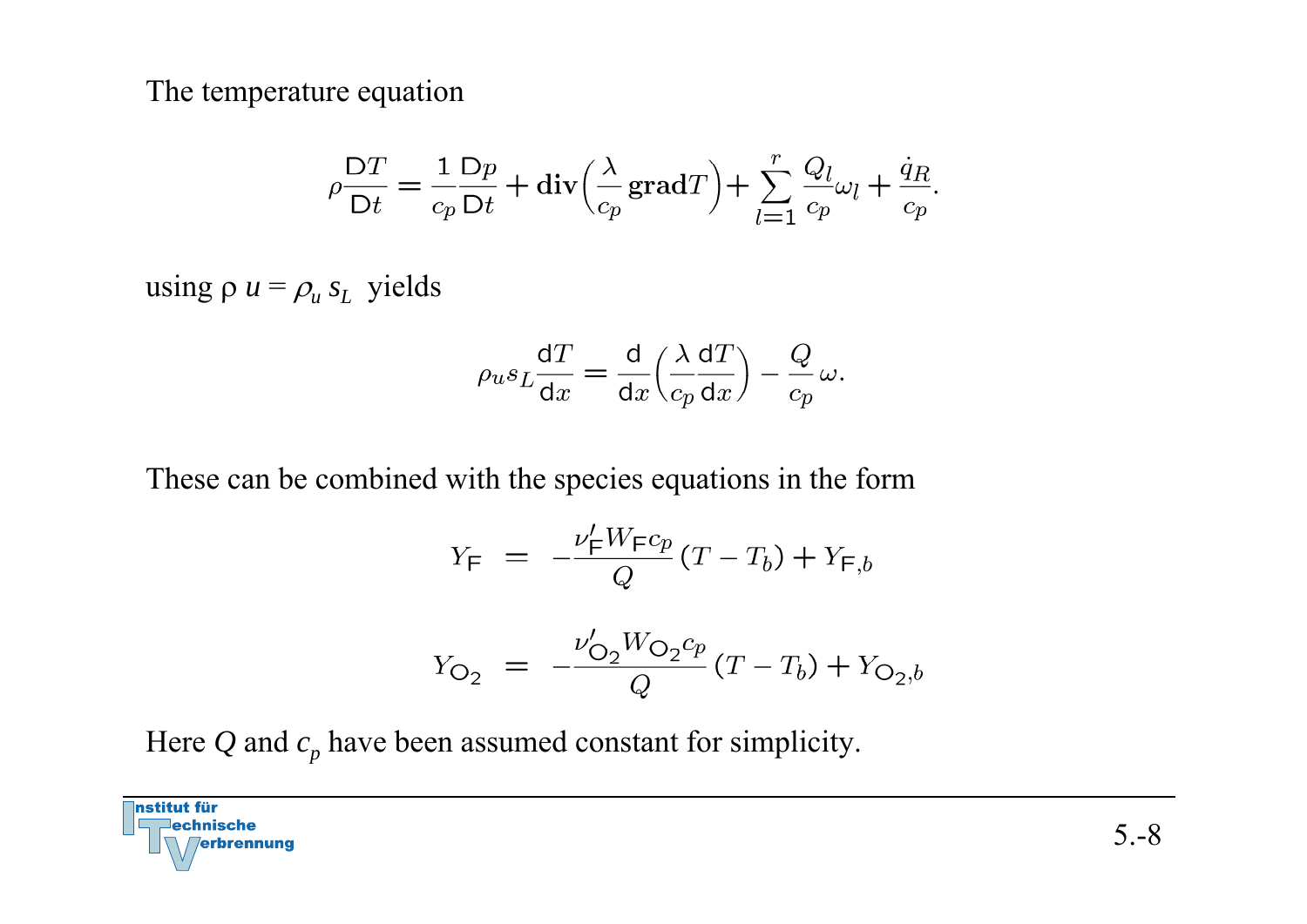The temperature equation

$$\rho \frac{\mathrm{D}T}{\mathrm{D}t} = \frac{1}{c_p}\frac{\mathrm{D}p}{\mathrm{D}t} + \mathbf{div}\left(\frac{\lambda}{c_p}\mathbf{grad}T\right) + \sum_{l=1}^{r}\frac{Q_l}{c_p}\omega_l + \frac{\dot{q}_R}{c_p}.$$

using $\rho\, u = \rho_u\, s_L$ yields

$$\rho_u s_L \frac{\mathrm{d}T}{\mathrm{d}x} = \frac{\mathrm{d}}{\mathrm{d}x}\left(\frac{\lambda}{c_p}\frac{\mathrm{d}T}{\mathrm{d}x}\right) - \frac{Q}{c_p}\,\omega.$$

These can be combined with the species equations in the form

$$Y_{\mathrm{F}} = -\frac{\nu'_{\mathrm{F}} W_{\mathrm{F}} c_p}{Q}(T - T_b) + Y_{\mathrm{F},b}$$

$$Y_{\mathrm{O_2}} = -\frac{\nu'_{\mathrm{O_2}} W_{\mathrm{O_2}} c_p}{Q}(T - T_b) + Y_{\mathrm{O_2},b}$$

Here $Q$ and $c_p$ have been assumed constant for simplicity.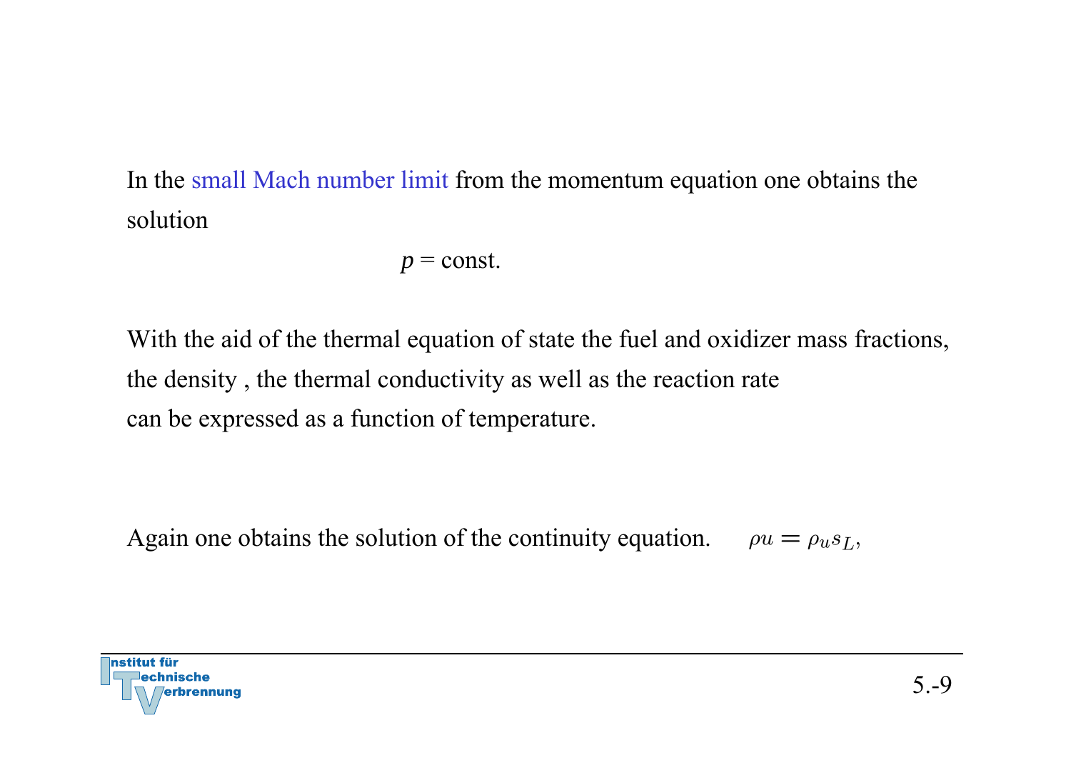In the small Mach number limit from the momentum equation one obtains the solution

$$p = \text{const.}$$

With the aid of the thermal equation of state the fuel and oxidizer mass fractions, the density , the thermal conductivity as well as the reaction rate can be expressed as a function of temperature.

Again one obtains the solution of the continuity equation. $\rho u = \rho_u s_L,$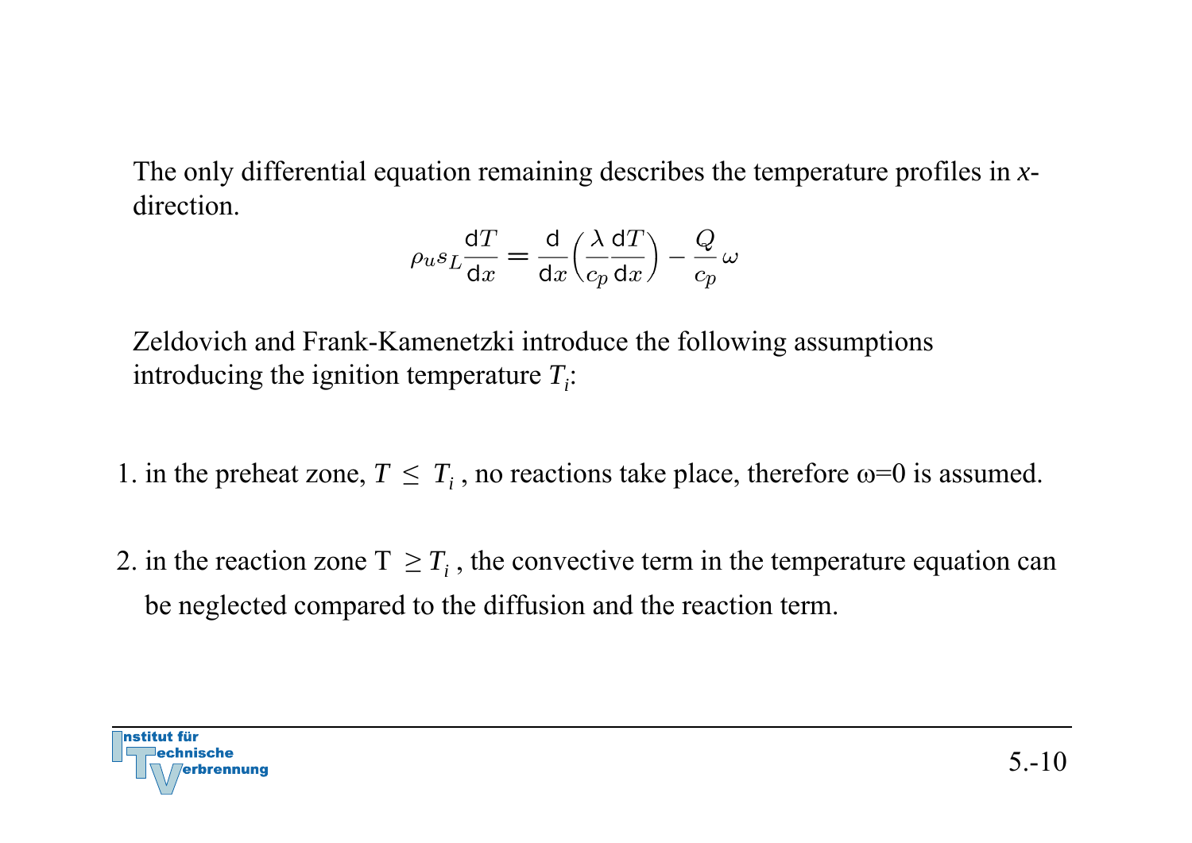The only differential equation remaining describes the temperature profiles in *x*-direction.

$$\rho_u s_L \frac{\mathrm{d}T}{\mathrm{d}x} = \frac{\mathrm{d}}{\mathrm{d}x}\left(\frac{\lambda}{c_p}\frac{\mathrm{d}T}{\mathrm{d}x}\right) - \frac{Q}{c_p}\,\omega$$

Zeldovich and Frank-Kamenetzki introduce the following assumptions introducing the ignition temperature $T_i$:

1. in the preheat zone, $T \leq T_i$, no reactions take place, therefore $\omega = 0$ is assumed.

2. in the reaction zone $T \geq T_i$, the convective term in the temperature equation can be neglected compared to the diffusion and the reaction term.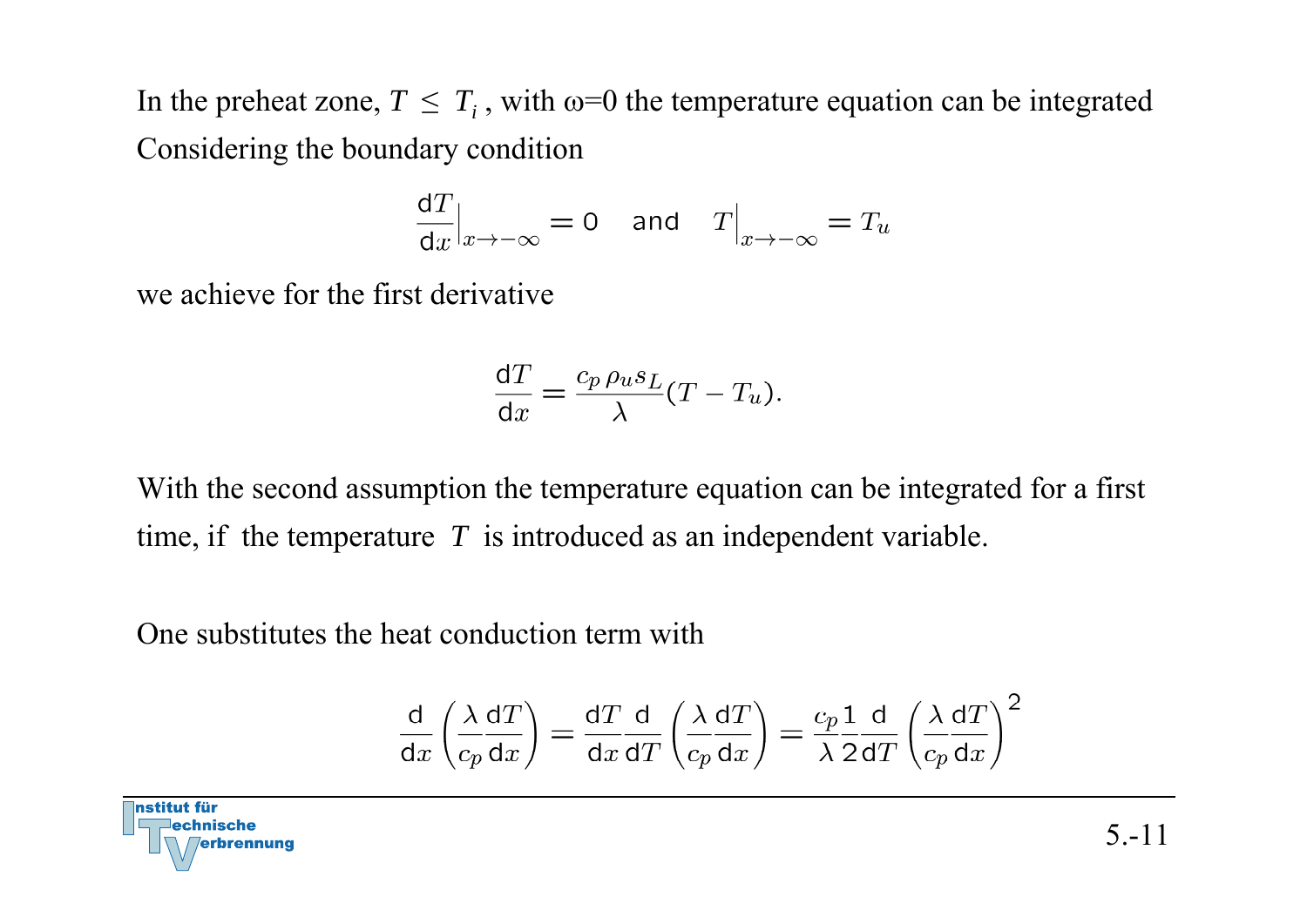In the preheat zone, $T \leq T_i$, with ω=0 the temperature equation can be integrated Considering the boundary condition

$$\left.\frac{\mathrm{d}T}{\mathrm{d}x}\right|_{x\to-\infty} = 0 \quad \text{and} \quad \left.T\right|_{x\to-\infty} = T_u$$

we achieve for the first derivative

$$\frac{\mathrm{d}T}{\mathrm{d}x} = \frac{c_p\,\rho_u s_L}{\lambda}(T - T_u).$$

With the second assumption the temperature equation can be integrated for a first time, if the temperature $T$ is introduced as an independent variable.

One substitutes the heat conduction term with

$$\frac{\mathrm{d}}{\mathrm{d}x}\left(\frac{\lambda}{c_p}\frac{\mathrm{d}T}{\mathrm{d}x}\right) = \frac{\mathrm{d}T}{\mathrm{d}x}\frac{\mathrm{d}}{\mathrm{d}T}\left(\frac{\lambda}{c_p}\frac{\mathrm{d}T}{\mathrm{d}x}\right) = \frac{c_p}{\lambda}\frac{1}{2}\frac{\mathrm{d}}{\mathrm{d}T}\left(\frac{\lambda}{c_p}\frac{\mathrm{d}T}{\mathrm{d}x}\right)^2$$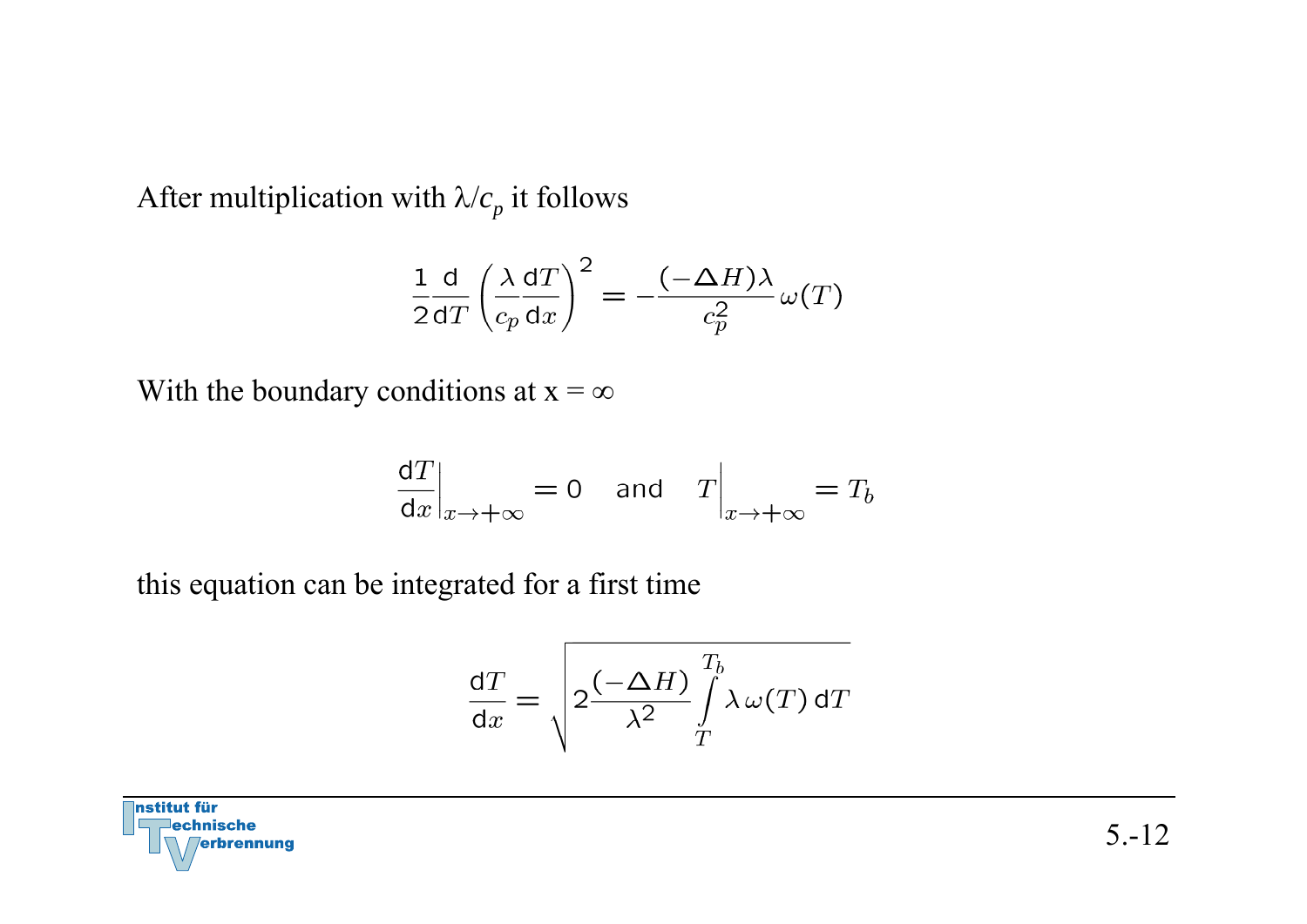After multiplication with $\lambda/c_p$ it follows

$$\frac{1}{2}\frac{\mathrm{d}}{\mathrm{d}T}\left(\frac{\lambda}{c_p}\frac{\mathrm{d}T}{\mathrm{d}x}\right)^2 = -\frac{(-\Delta H)\lambda}{c_p^2}\,\omega(T)$$

With the boundary conditions at $x = \infty$

$$\left.\frac{\mathrm{d}T}{\mathrm{d}x}\right|_{x\to+\infty} = 0 \quad \text{and} \quad \left.T\right|_{x\to+\infty} = T_b$$

this equation can be integrated for a first time

$$\frac{\mathrm{d}T}{\mathrm{d}x} = \sqrt{2\frac{(-\Delta H)}{\lambda^2}\int\limits_{T}^{T_b}\lambda\,\omega(T)\,\mathrm{d}T}$$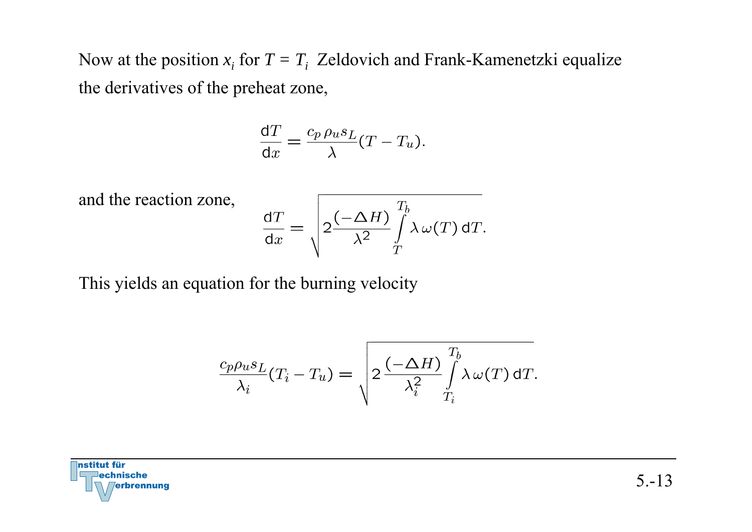Now at the position $x_i$ for $T = T_i$ Zeldovich and Frank-Kamenetzki equalize the derivatives of the preheat zone,

$$\frac{\mathrm{d}T}{\mathrm{d}x} = \frac{c_p\,\rho_u s_L}{\lambda}(T - T_u).$$

and the reaction zone,

$$\frac{\mathrm{d}T}{\mathrm{d}x} = \sqrt{2\frac{(-\Delta H)}{\lambda^2}\int\limits_{T}^{T_b}\lambda\,\omega(T)\,\mathrm{d}T}.$$

This yields an equation for the burning velocity

$$\frac{c_p \rho_u s_L}{\lambda_i}(T_i - T_u) = \sqrt{2\,\frac{(-\Delta H)}{\lambda_i^2}\int\limits_{T_i}^{T_b}\lambda\,\omega(T)\,\mathrm{d}T}.$$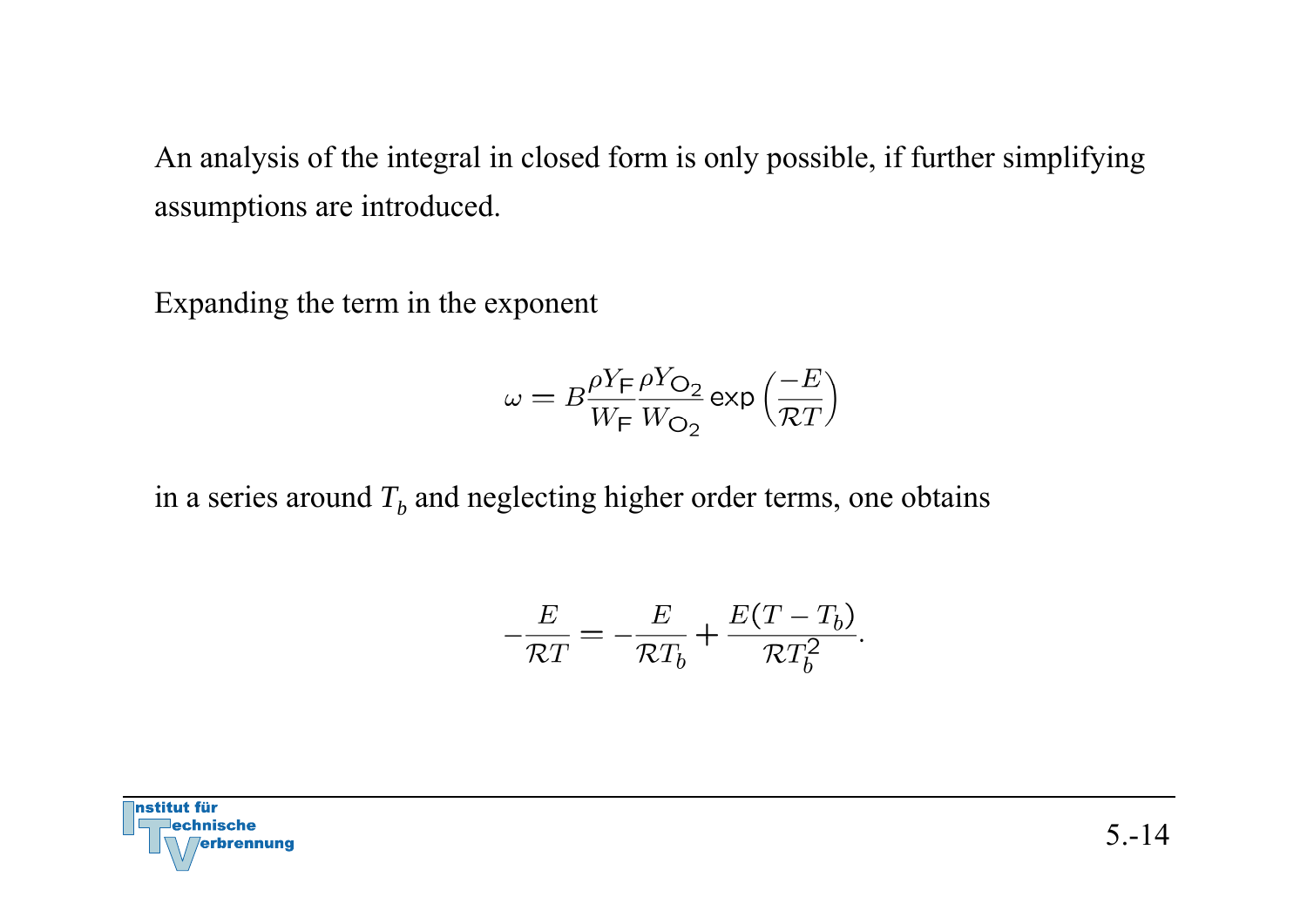An analysis of the integral in closed form is only possible, if further simplifying assumptions are introduced.

Expanding the term in the exponent

$$\omega = B \frac{\rho Y_{\mathsf{F}}}{W_{\mathsf{F}}} \frac{\rho Y_{\mathsf{O_2}}}{W_{\mathsf{O_2}}} \exp\left(\frac{-E}{\mathcal{R}T}\right)$$

in a series around $T_b$ and neglecting higher order terms, one obtains

$$-\frac{E}{\mathcal{R}T} = -\frac{E}{\mathcal{R}T_b} + \frac{E(T - T_b)}{\mathcal{R}T_b^2}.$$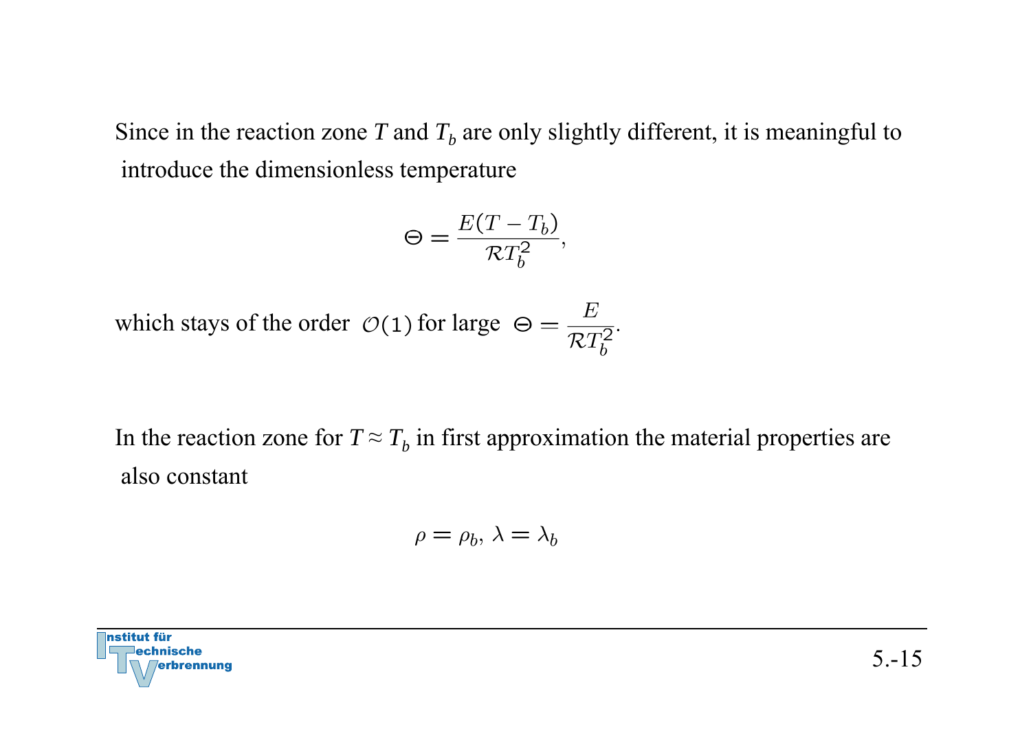Since in the reaction zone $T$ and $T_b$ are only slightly different, it is meaningful to introduce the dimensionless temperature

$$\Theta = \frac{E(T - T_b)}{\mathcal{R}T_b^2},$$

which stays of the order $\mathcal{O}(1)$ for large $\Theta = \dfrac{E}{\mathcal{R}T_b^2}$.

In the reaction zone for $T \approx T_b$ in first approximation the material properties are also constant

$$\rho = \rho_b, \, \lambda = \lambda_b$$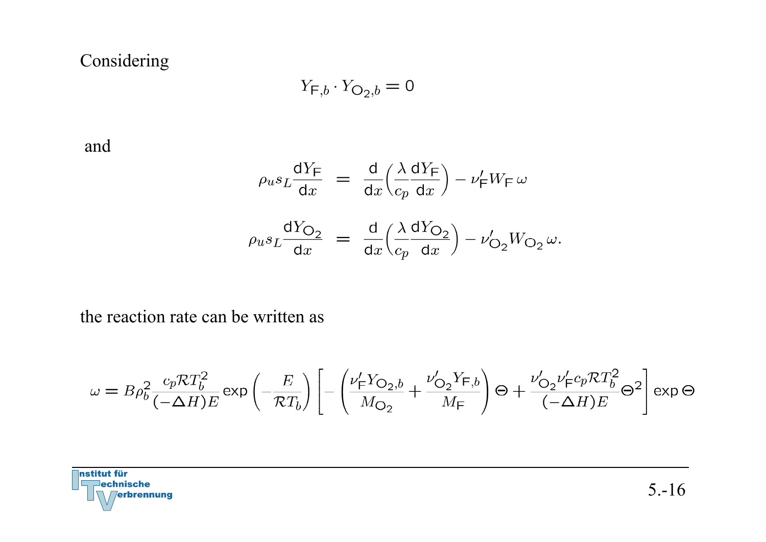Considering

$$Y_{\mathsf{F},b} \cdot Y_{\mathsf{O}_2,b} = 0$$

and

$$\begin{aligned}
\rho_u s_L \frac{\mathsf{d}Y_\mathsf{F}}{\mathsf{d}x} &= \frac{\mathsf{d}}{\mathsf{d}x}\left(\frac{\lambda}{c_p}\frac{\mathsf{d}Y_\mathsf{F}}{\mathsf{d}x}\right) - \nu'_\mathsf{F} W_\mathsf{F}\,\omega \\
\rho_u s_L \frac{\mathsf{d}Y_{\mathsf{O}_2}}{\mathsf{d}x} &= \frac{\mathsf{d}}{\mathsf{d}x}\left(\frac{\lambda}{c_p}\frac{\mathsf{d}Y_{\mathsf{O}_2}}{\mathsf{d}x}\right) - \nu'_{\mathsf{O}_2} W_{\mathsf{O}_2}\,\omega.
\end{aligned}$$

the reaction rate can be written as

$$\omega = B\rho_b^2 \frac{c_p \mathcal{R} T_b^2}{(-\Delta H)E} \exp\left(-\frac{E}{\mathcal{R}T_b}\right)\left[-\left(\frac{\nu'_\mathsf{F} Y_{\mathsf{O}_2,b}}{M_{\mathsf{O}_2}} + \frac{\nu'_{\mathsf{O}_2} Y_{\mathsf{F},b}}{M_\mathsf{F}}\right)\Theta + \frac{\nu'_{\mathsf{O}_2}\nu'_\mathsf{F} c_p \mathcal{R} T_b^2}{(-\Delta H)E}\Theta^2\right]\exp\Theta$$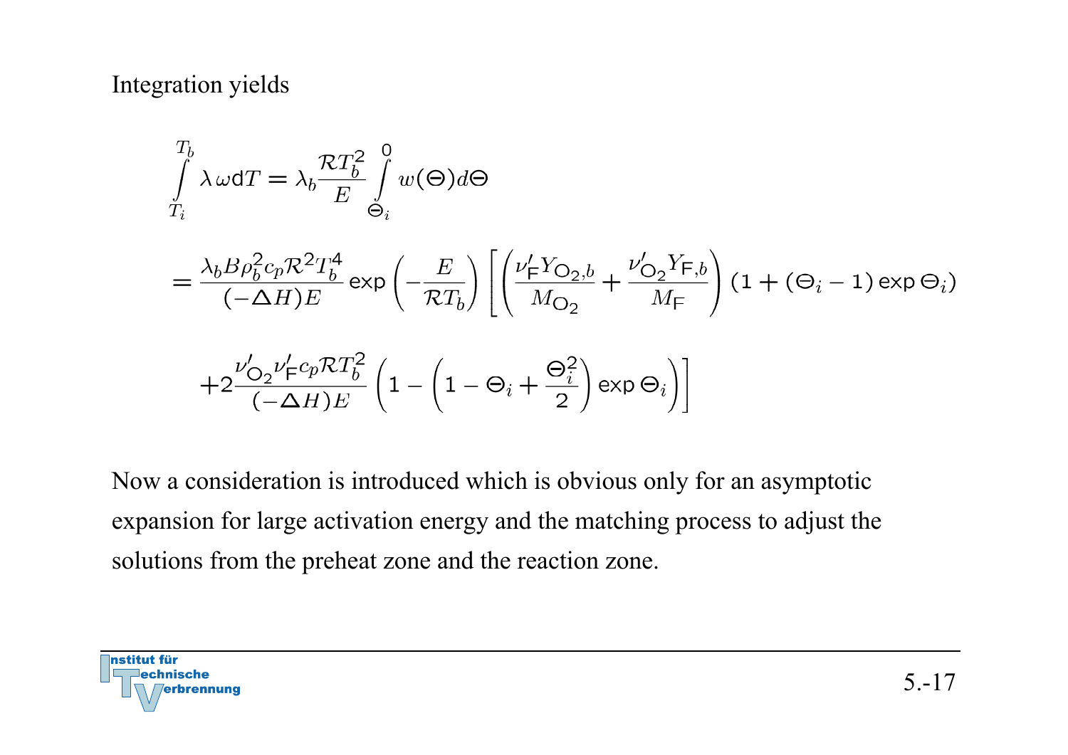Integration yields

$$
\int_{T_i}^{T_b} \lambda\, \omega \mathrm{d}T = \lambda_b \frac{\mathcal{R}T_b^2}{E} \int_{\Theta_i}^{0} w(\Theta) d\Theta
$$

$$
= \frac{\lambda_b B \rho_b^2 c_p \mathcal{R}^2 T_b^4}{(-\Delta H) E} \exp\left(-\frac{E}{\mathcal{R}T_b}\right) \left[ \left( \frac{\nu'_{\mathsf{F}} Y_{\mathsf{O}_2,b}}{M_{\mathsf{O}_2}} + \frac{\nu'_{\mathsf{O}_2} Y_{\mathsf{F},b}}{M_{\mathsf{F}}} \right) (1 + (\Theta_i - 1) \exp \Theta_i) \right.
$$

$$
\left. + 2 \frac{\nu'_{\mathsf{O}_2} \nu'_{\mathsf{F}} c_p \mathcal{R} T_b^2}{(-\Delta H) E} \left( 1 - \left( 1 - \Theta_i + \frac{\Theta_i^2}{2} \right) \exp \Theta_i \right) \right]
$$

Now a consideration is introduced which is obvious only for an asymptotic expansion for large activation energy and the matching process to adjust the solutions from the preheat zone and the reaction zone.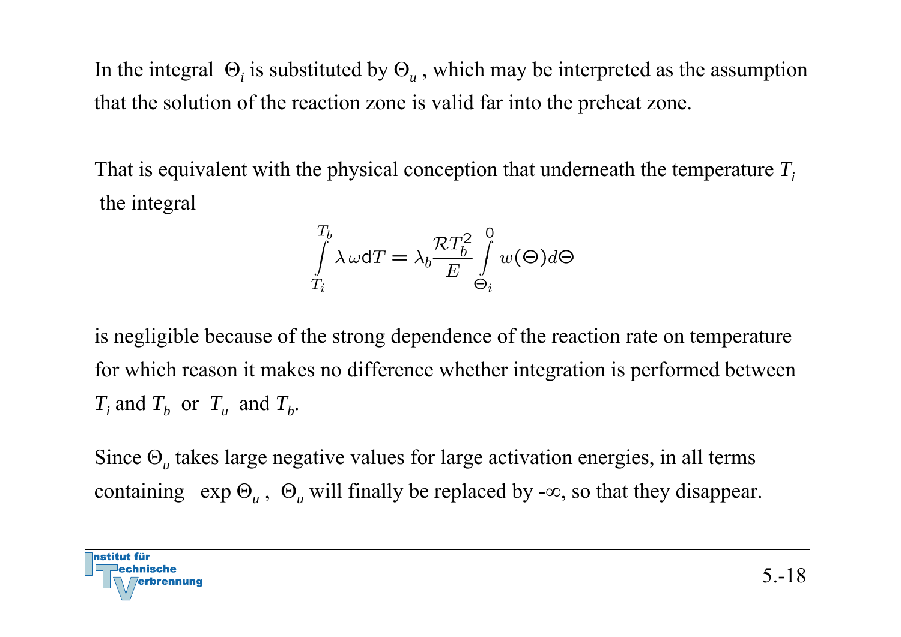In the integral $\Theta_i$ is substituted by $\Theta_u$, which may be interpreted as the assumption that the solution of the reaction zone is valid far into the preheat zone.

That is equivalent with the physical conception that underneath the temperature $T_i$ the integral

$$\int_{T_i}^{T_b} \lambda\,\omega \mathrm{d}T = \lambda_b \frac{\mathcal{R}T_b^2}{E} \int_{\Theta_i}^{0} w(\Theta) d\Theta$$

is negligible because of the strong dependence of the reaction rate on temperature for which reason it makes no difference whether integration is performed between $T_i$ and $T_b$ or $T_u$ and $T_b$.

Since $\Theta_u$ takes large negative values for large activation energies, in all terms containing $\exp \Theta_u$, $\Theta_u$ will finally be replaced by $-\infty$, so that they disappear.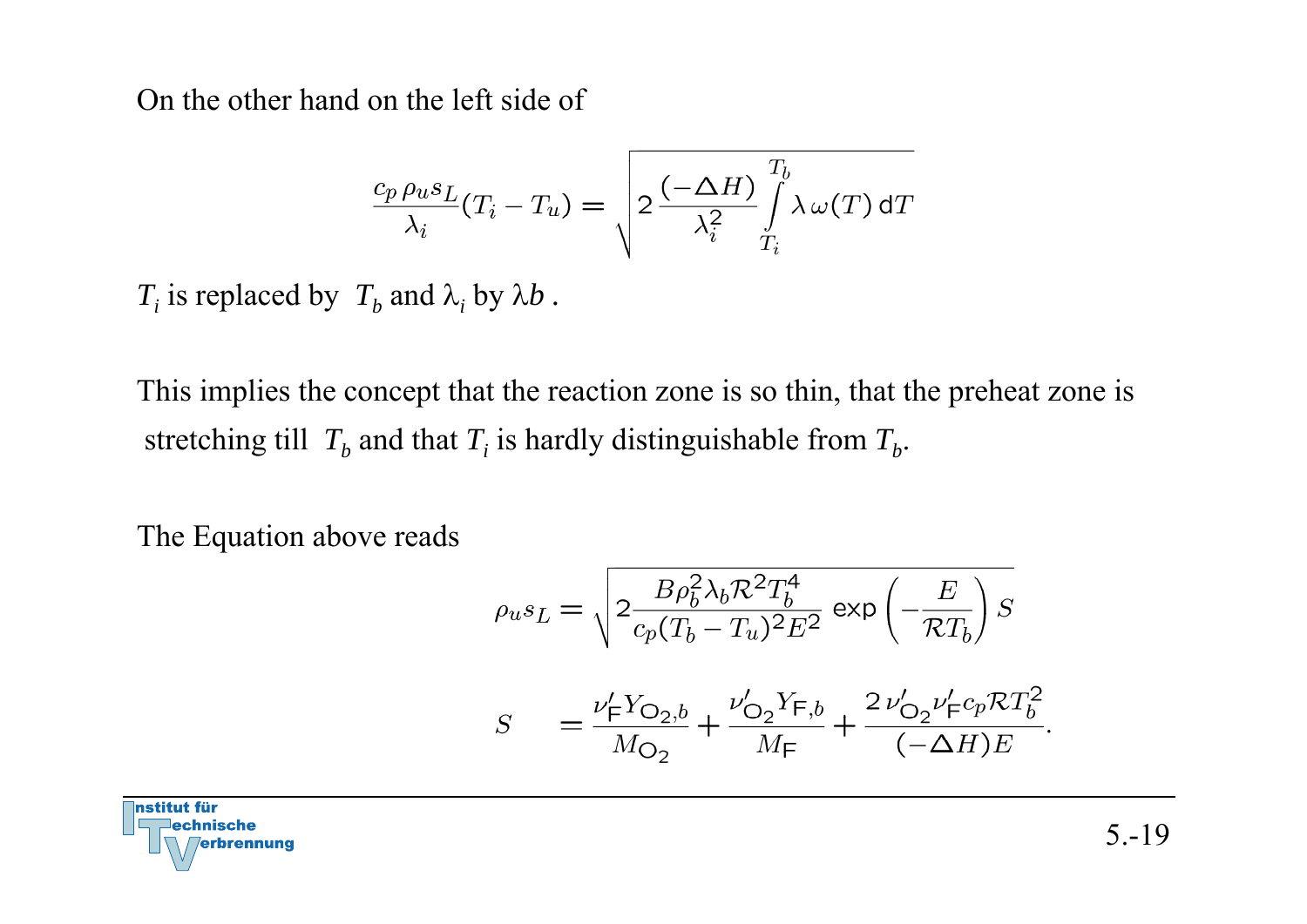On the other hand on the left side of

$$\frac{c_p\,\rho_u s_L}{\lambda_i}(T_i - T_u) = \sqrt{2\,\frac{(-\Delta H)}{\lambda_i^2}\int\limits_{T_i}^{T_b}\lambda\,\omega(T)\,\mathrm{d}T}$$

$T_i$ is replaced by $T_b$ and $\lambda_i$ by $\lambda b$ .

This implies the concept that the reaction zone is so thin, that the preheat zone is stretching till $T_b$ and that $T_i$ is hardly distinguishable from $T_b$.

The Equation above reads

$$\rho_u s_L = \sqrt{2\frac{B\rho_b^2\lambda_b\mathcal{R}^2T_b^4}{c_p(T_b - T_u)^2E^2}\,\exp\left(-\frac{E}{\mathcal{R}T_b}\right)S}$$

$$S \quad = \frac{\nu'_{\mathsf{F}}Y_{\mathsf{O}_2,b}}{M_{\mathsf{O}_2}} + \frac{\nu'_{\mathsf{O}_2}Y_{\mathsf{F},b}}{M_{\mathsf{F}}} + \frac{2\,\nu'_{\mathsf{O}_2}\nu'_{\mathsf{F}}c_p\mathcal{R}T_b^2}{(-\Delta H)E}.$$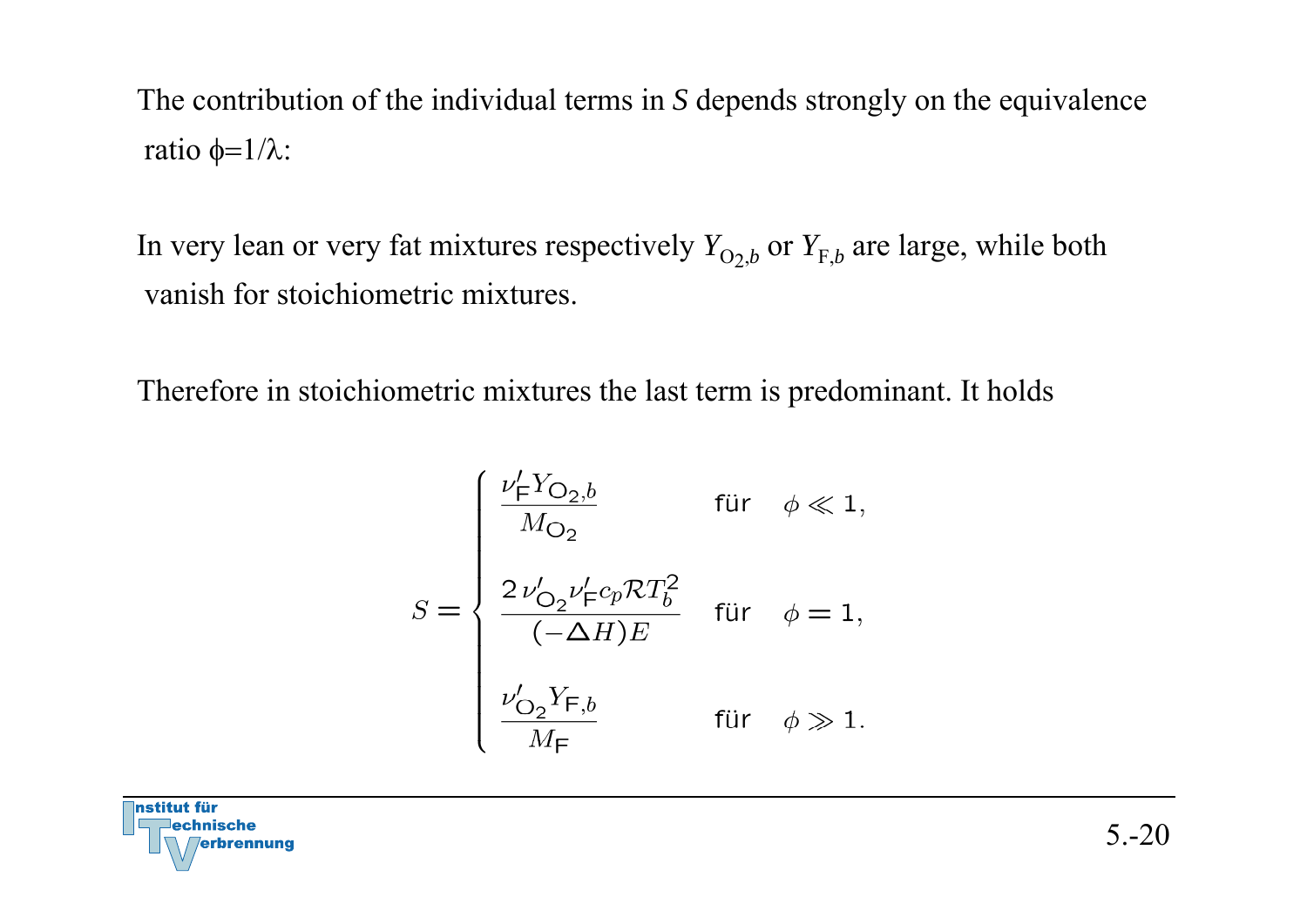The contribution of the individual terms in $S$ depends strongly on the equivalence ratio $\phi=1/\lambda$:

In very lean or very fat mixtures respectively $Y_{O_2,b}$ or $Y_{F,b}$ are large, while both vanish for stoichiometric mixtures.

Therefore in stoichiometric mixtures the last term is predominant. It holds

$$
S = \begin{cases} \dfrac{\nu'_F Y_{O_2,b}}{M_{O_2}} & \text{für} \quad \phi \ll 1, \\[2ex] \dfrac{2\,\nu'_{O_2}\nu'_F c_p \mathcal{R} T_b^2}{(-\Delta H)E} & \text{für} \quad \phi = 1, \\[2ex] \dfrac{\nu'_{O_2} Y_{F,b}}{M_F} & \text{für} \quad \phi \gg 1. \end{cases}
$$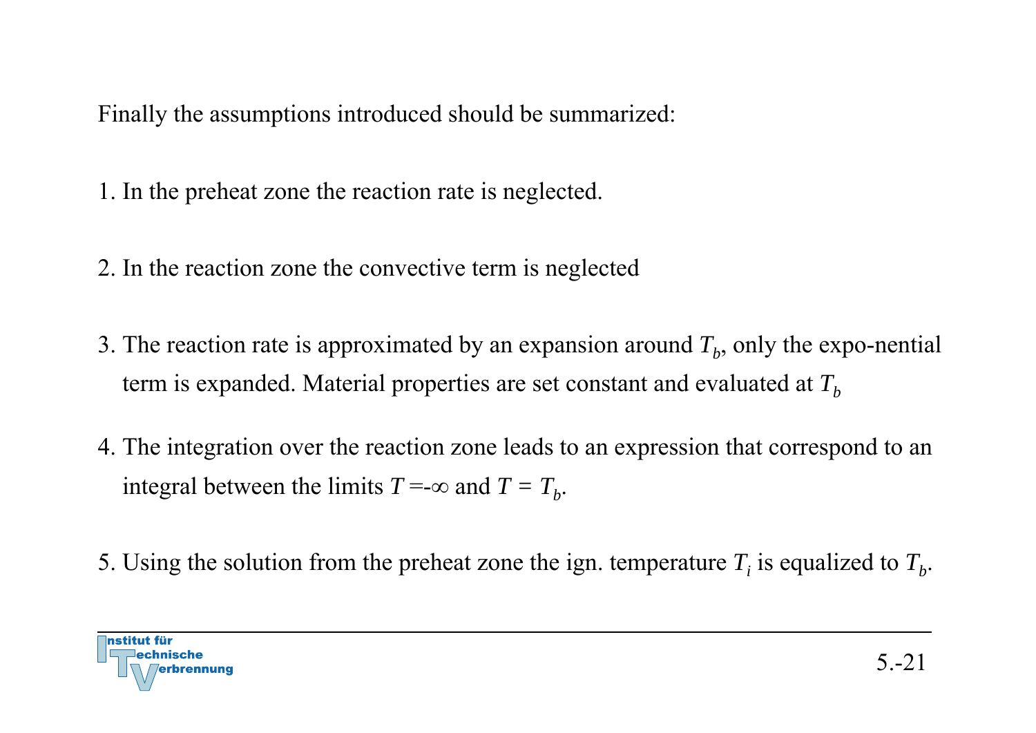Finally the assumptions introduced should be summarized:

1. In the preheat zone the reaction rate is neglected.

2. In the reaction zone the convective term is neglected

3. The reaction rate is approximated by an expansion around $T_b$, only the expo-nential term is expanded. Material properties are set constant and evaluated at $T_b$

4. The integration over the reaction zone leads to an expression that correspond to an integral between the limits $T = -\infty$ and $T = T_b$.

5. Using the solution from the preheat zone the ign. temperature $T_i$ is equalized to $T_b$.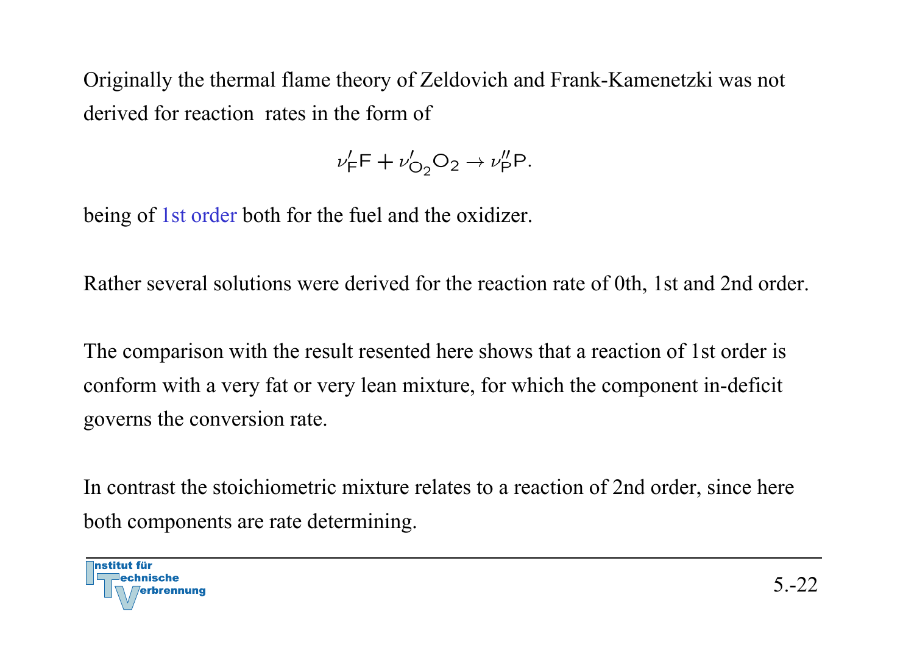Originally the thermal flame theory of Zeldovich and Frank-Kamenetzki was not derived for reaction  rates in the form of

$$\nu'_F F + \nu'_{O_2} O_2 \rightarrow \nu''_P P.$$

being of 1st order both for the fuel and the oxidizer.

Rather several solutions were derived for the reaction rate of 0th, 1st and 2nd order.

The comparison with the result resented here shows that a reaction of 1st order is conform with a very fat or very lean mixture, for which the component in-deficit governs the conversion rate.

In contrast the stoichiometric mixture relates to a reaction of 2nd order, since here both components are rate determining.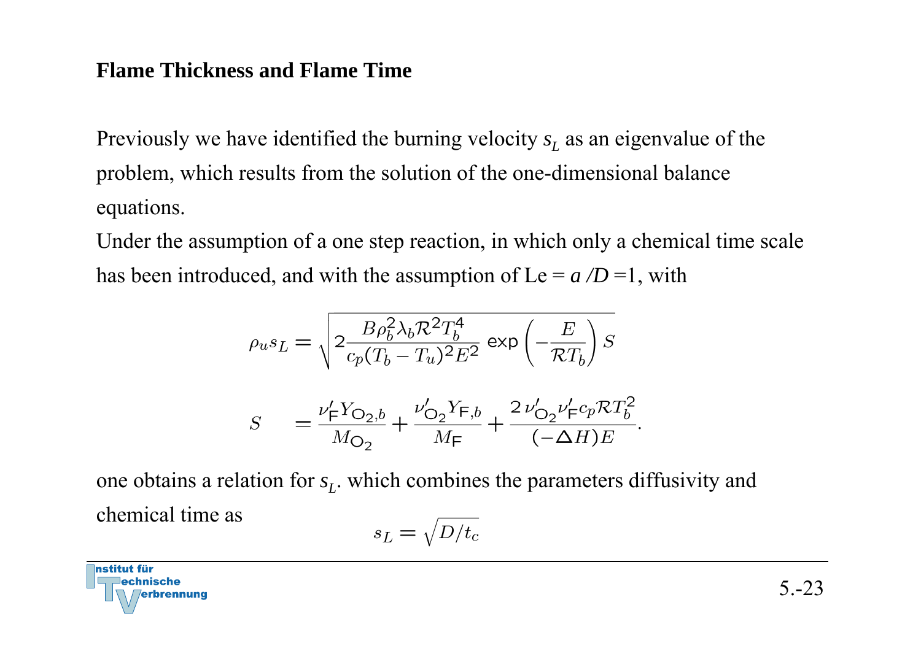## Flame Thickness and Flame Time

Previously we have identified the burning velocity $s_L$ as an eigenvalue of the problem, which results from the solution of the one-dimensional balance equations.

Under the assumption of a one step reaction, in which only a chemical time scale has been introduced, and with the assumption of Le = $a/D$ =1, with

$$\rho_u s_L = \sqrt{2 \frac{B \rho_b^2 \lambda_b \mathcal{R}^2 T_b^4}{c_p (T_b - T_u)^2 E^2} \exp\left(-\frac{E}{\mathcal{R} T_b}\right) S}$$

$$S = \frac{\nu_{\mathrm{F}}' Y_{\mathrm{O_2},b}}{M_{\mathrm{O_2}}} + \frac{\nu_{\mathrm{O_2}}' Y_{\mathrm{F},b}}{M_{\mathrm{F}}} + \frac{2\, \nu_{\mathrm{O_2}}' \nu_{\mathrm{F}}' c_p \mathcal{R} T_b^2}{(-\Delta H) E}.$$

one obtains a relation for $s_L$. which combines the parameters diffusivity and chemical time as

$$s_L = \sqrt{D/t_c}$$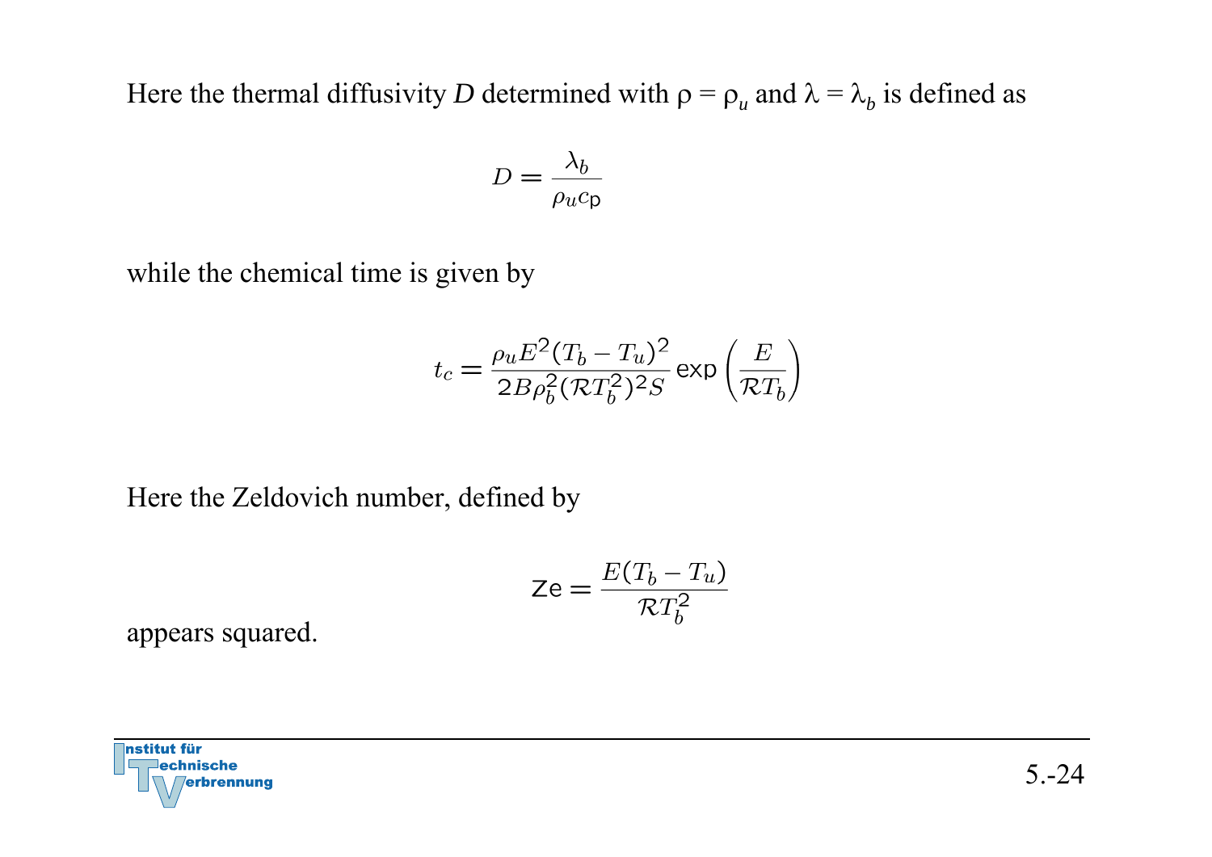Here the thermal diffusivity $D$ determined with $\rho = \rho_u$ and $\lambda = \lambda_b$ is defined as

$$D = \frac{\lambda_b}{\rho_u c_\mathrm{p}}$$

while the chemical time is given by

$$t_c = \frac{\rho_u E^2 (T_b - T_u)^2}{2B\rho_b^2 (\mathcal{R}T_b^2)^2 S} \exp\left(\frac{E}{\mathcal{R}T_b}\right)$$

Here the Zeldovich number, defined by

$$\mathrm{Ze} = \frac{E(T_b - T_u)}{\mathcal{R}T_b^2}$$

appears squared.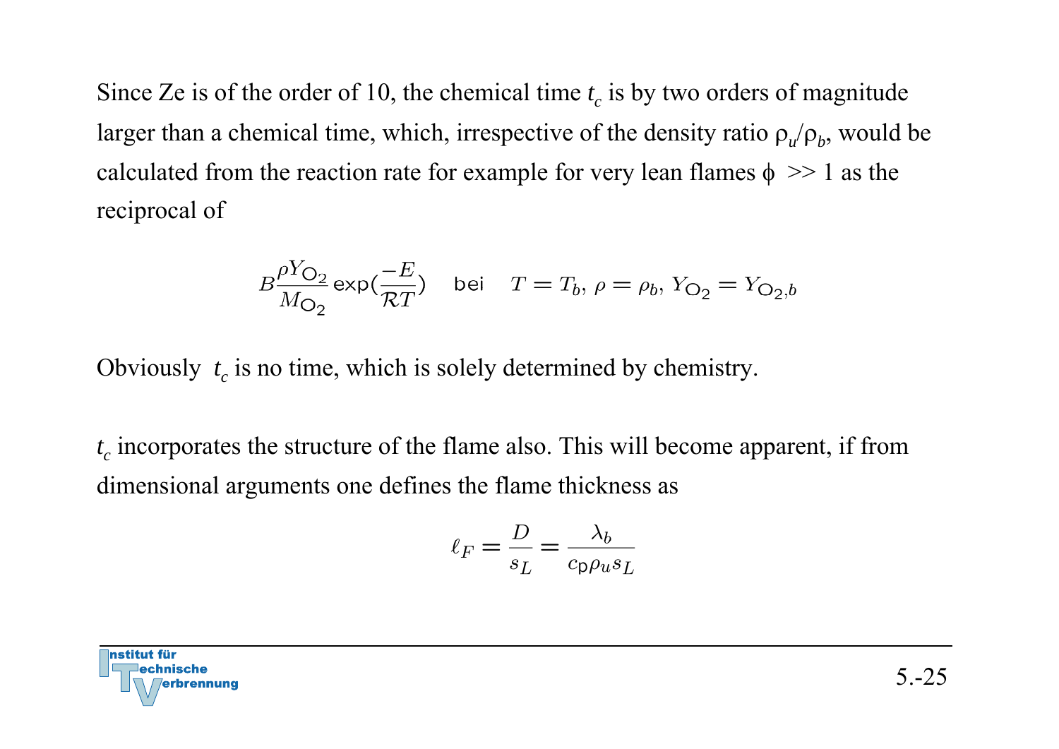Since Ze is of the order of 10, the chemical time $t_c$ is by two orders of magnitude larger than a chemical time, which, irrespective of the density ratio $\rho_u/\rho_b$, would be calculated from the reaction rate for example for very lean flames $\phi$ >> 1 as the reciprocal of

$$B\frac{\rho Y_{\mathrm{O}_2}}{M_{\mathrm{O}_2}}\exp(\frac{-E}{\mathcal{R}T}) \quad \text{bei} \quad T = T_b,\, \rho = \rho_b,\, Y_{\mathrm{O}_2} = Y_{\mathrm{O}_2,b}$$

Obviously $t_c$ is no time, which is solely determined by chemistry.

$t_c$ incorporates the structure of the flame also. This will become apparent, if from dimensional arguments one defines the flame thickness as

$$\ell_F = \frac{D}{s_L} = \frac{\lambda_b}{c_p \rho_u s_L}$$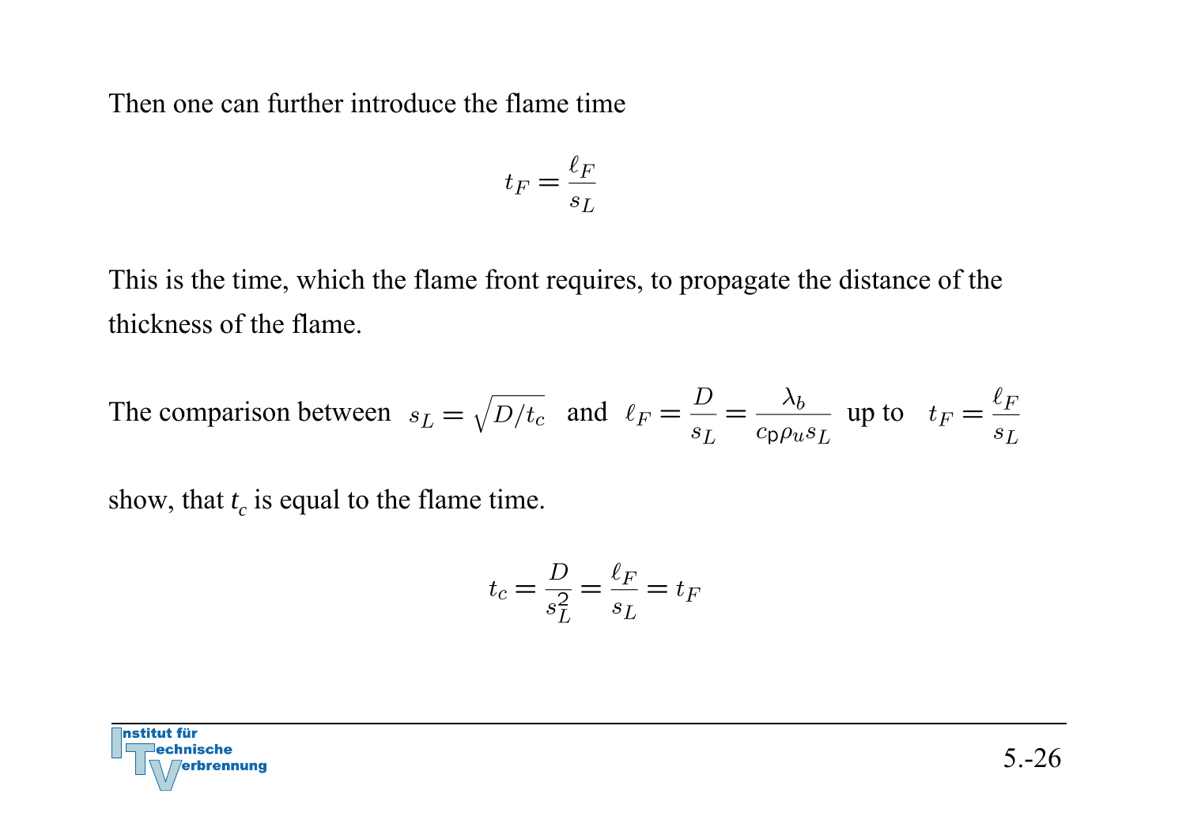Then one can further introduce the flame time

$$t_F = \frac{\ell_F}{s_L}$$

This is the time, which the flame front requires, to propagate the distance of the thickness of the flame.

The comparison between $s_L = \sqrt{D/t_c}$ and $\ell_F = \dfrac{D}{s_L} = \dfrac{\lambda_b}{c_p \rho_u s_L}$ up to $t_F = \dfrac{\ell_F}{s_L}$

show, that $t_c$ is equal to the flame time.

$$t_c = \frac{D}{s_L^2} = \frac{\ell_F}{s_L} = t_F$$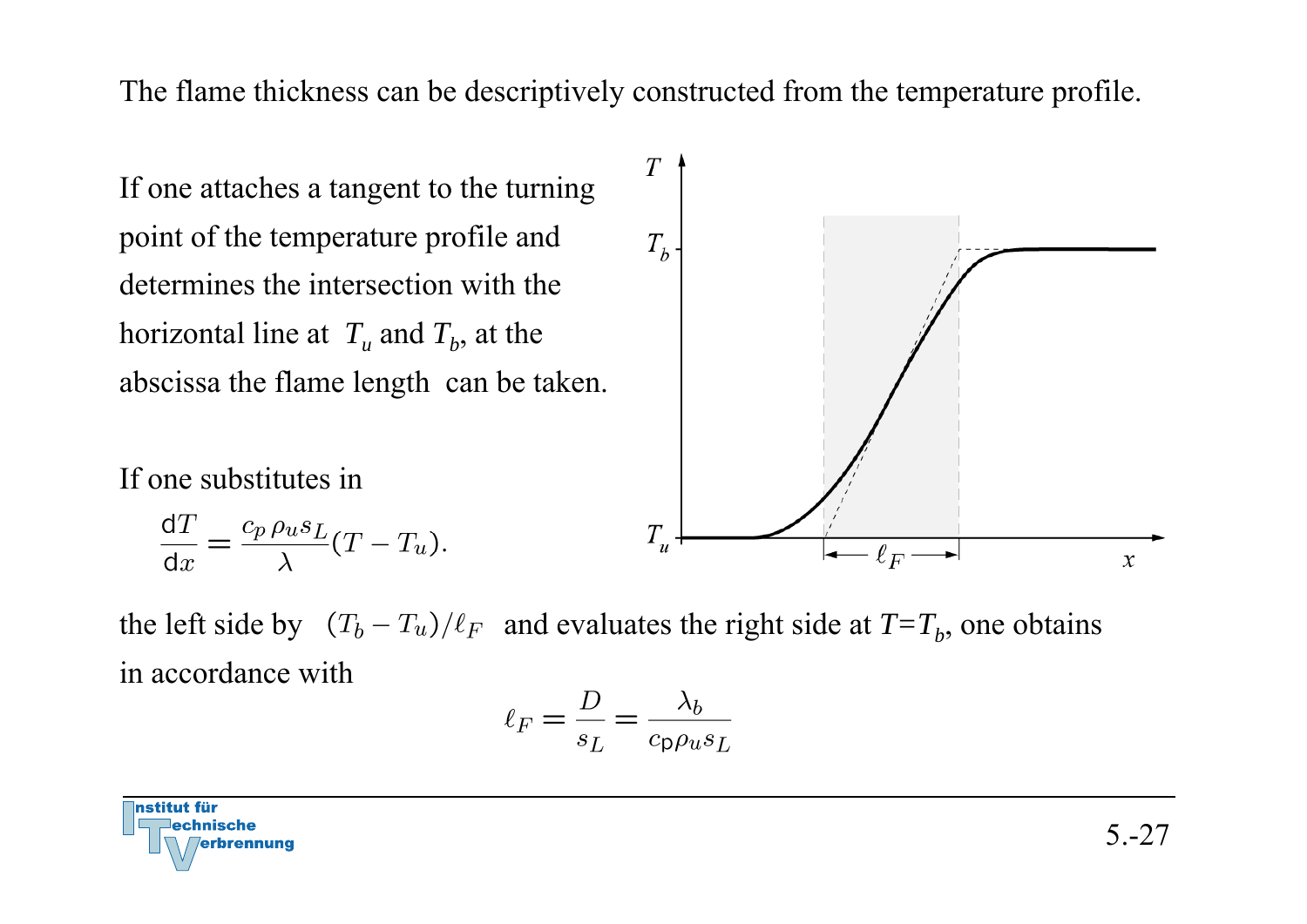The flame thickness can be descriptively constructed from the temperature profile.

If one attaches a tangent to the turning point of the temperature profile and determines the intersection with the horizontal line at $T_u$ and $T_b$, at the abscissa the flame length can be taken.

If one substitutes in

$$\frac{\mathrm{d}T}{\mathrm{d}x} = \frac{c_p \, \rho_u s_L}{\lambda}(T - T_u).$$

the left side by $(T_b - T_u)/\ell_F$ and evaluates the right side at $T = T_b$, one obtains in accordance with

$$\ell_F = \frac{D}{s_L} = \frac{\lambda_b}{c_p \rho_u s_L}$$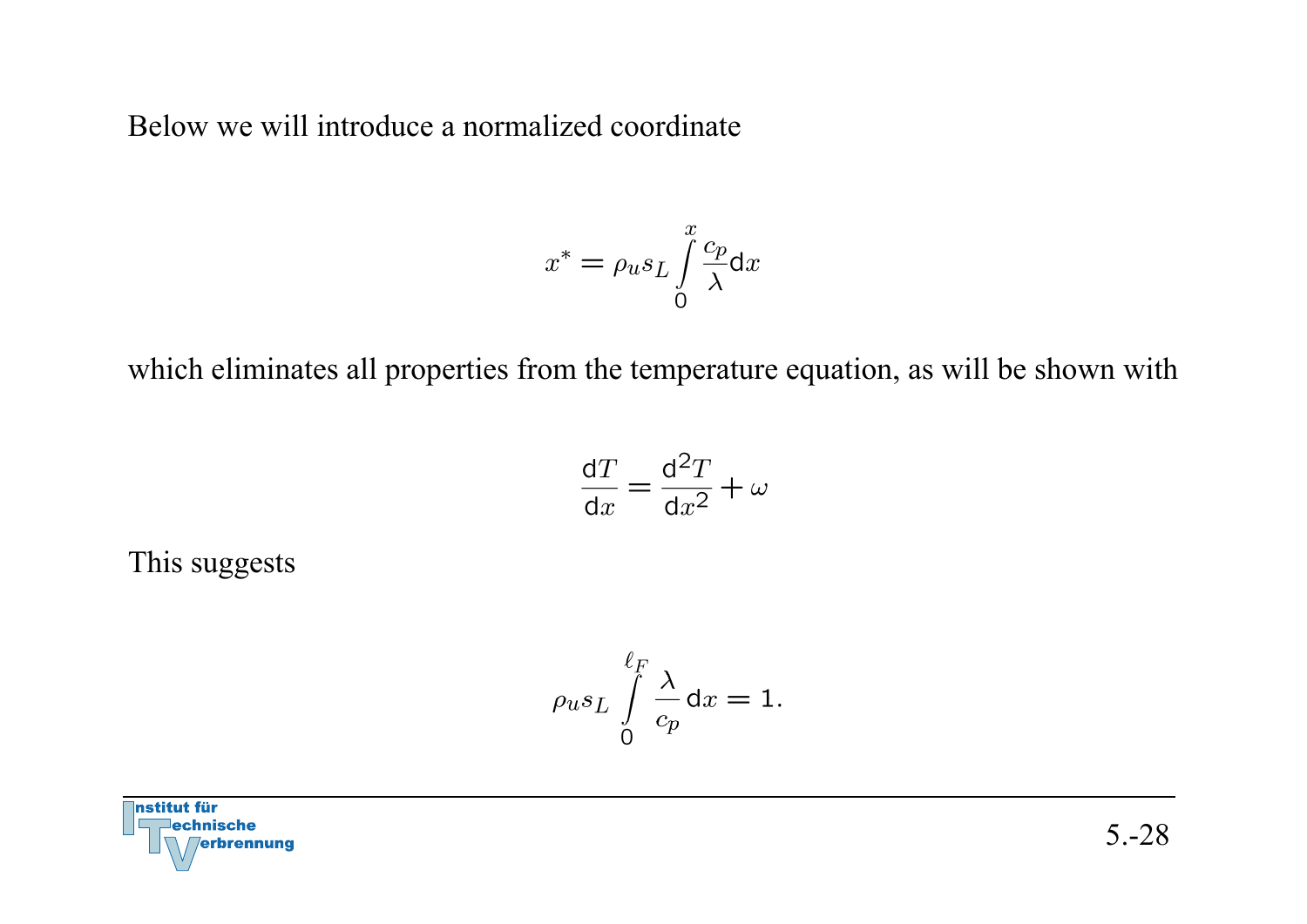Below we will introduce a normalized coordinate

$$x^* = \rho_u s_L \int\limits_0^x \frac{c_p}{\lambda} \mathrm{d}x$$

which eliminates all properties from the temperature equation, as will be shown with

$$\frac{\mathrm{d}T}{\mathrm{d}x} = \frac{\mathrm{d}^2 T}{\mathrm{d}x^2} + \omega$$

This suggests

$$\rho_u s_L \int\limits_0^{\ell_F} \frac{\lambda}{c_p} \mathrm{d}x = 1.$$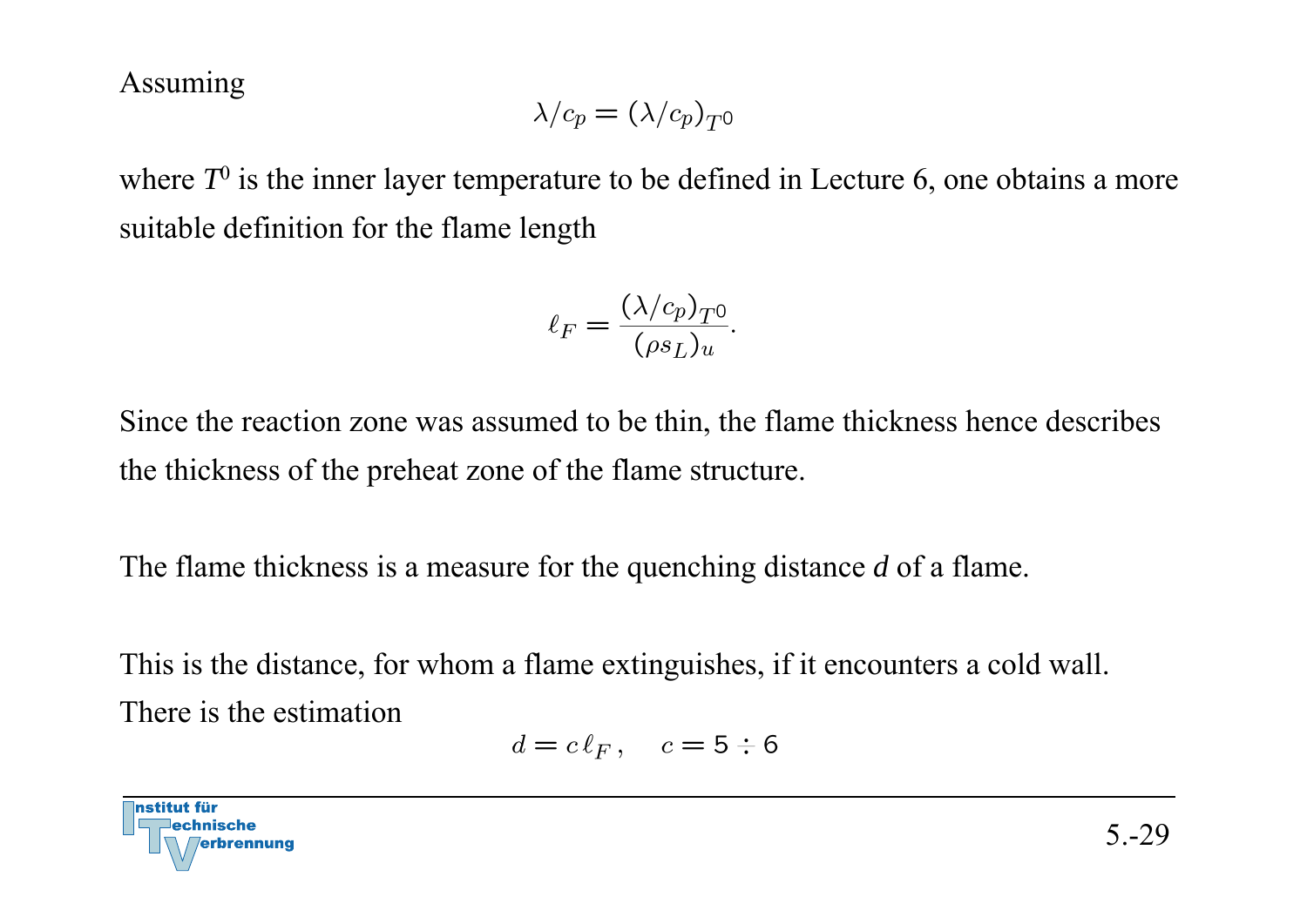Assuming

$$\lambda / c_p = (\lambda / c_p)_{T^0}$$

where $T^0$ is the inner layer temperature to be defined in Lecture 6, one obtains a more suitable definition for the flame length

$$\ell_F = \frac{(\lambda / c_p)_{T^0}}{(\rho s_L)_u}.$$

Since the reaction zone was assumed to be thin, the flame thickness hence describes the thickness of the preheat zone of the flame structure.

The flame thickness is a measure for the quenching distance $d$ of a flame.

This is the distance, for whom a flame extinguishes, if it encounters a cold wall. There is the estimation

$$d = c\,\ell_F\,, \quad c = 5 \div 6$$